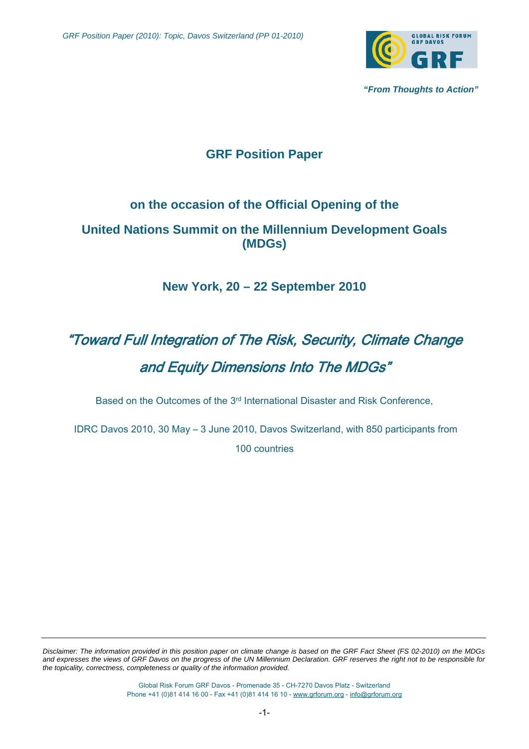“From Thoughts to Action”

# GRF Position Paper

## on the occasion of the Official Opening of the

## United Nations Summit on the Millennium Development Goals (MDGs)

### New York, 20 – 22 September 2010

# *“Toward Full Integration of The Risk, Security, Climate Change and Equity Dimensions Into The MDGs”*

Based on the Outcomes of the 3rd International Disaster and Risk Conference,

IDRC Davos 2010, 30 May – 3 June 2010, Davos Switzerland, with 850 participants from 100 countries

---

*Disclaimer: The information provided in this position paper on climate change is based on the GRF Fact Sheet (FS 02-2010) on the MDGs and expresses the views of GRF Davos on the progress of the UN Millennium Declaration. GRF reserves the right not to be responsible for the topicality, correctness, completeness or quality of the information provided.*

Global Risk Forum GRF Davos - Promenade 35 - CH-7270 Davos Platz - Switzerland
Phone +41 (0)81 414 16 00 - Fax +41 (0)81 414 16 10 - www.grforum.org - info@grforum.org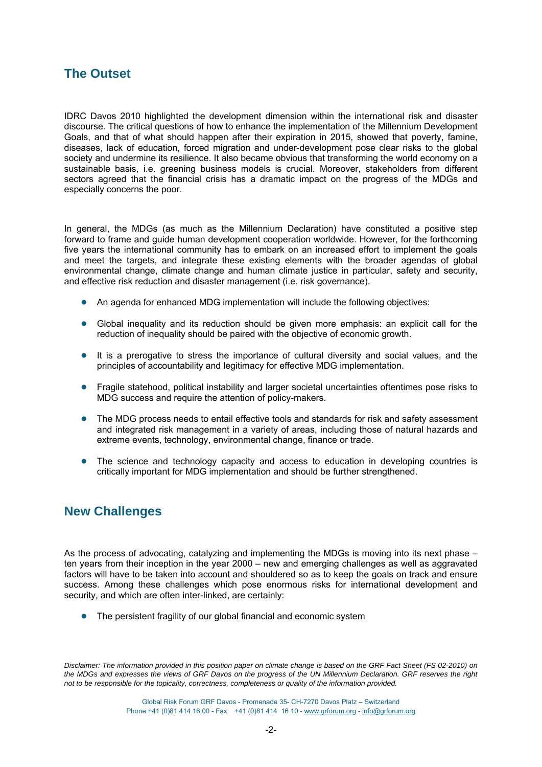## The Outset

IDRC Davos 2010 highlighted the development dimension within the international risk and disaster discourse. The critical questions of how to enhance the implementation of the Millennium Development Goals, and that of what should happen after their expiration in 2015, showed that poverty, famine, diseases, lack of education, forced migration and under-development pose clear risks to the global society and undermine its resilience. It also became obvious that transforming the world economy on a sustainable basis, i.e. greening business models is crucial. Moreover, stakeholders from different sectors agreed that the financial crisis has a dramatic impact on the progress of the MDGs and especially concerns the poor.

In general, the MDGs (as much as the Millennium Declaration) have constituted a positive step forward to frame and guide human development cooperation worldwide. However, for the forthcoming five years the international community has to embark on an increased effort to implement the goals and meet the targets, and integrate these existing elements with the broader agendas of global environmental change, climate change and human climate justice in particular, safety and security, and effective risk reduction and disaster management (i.e. risk governance).

- An agenda for enhanced MDG implementation will include the following objectives:
- Global inequality and its reduction should be given more emphasis: an explicit call for the reduction of inequality should be paired with the objective of economic growth.
- It is a prerogative to stress the importance of cultural diversity and social values, and the principles of accountability and legitimacy for effective MDG implementation.
- Fragile statehood, political instability and larger societal uncertainties oftentimes pose risks to MDG success and require the attention of policy-makers.
- The MDG process needs to entail effective tools and standards for risk and safety assessment and integrated risk management in a variety of areas, including those of natural hazards and extreme events, technology, environmental change, finance or trade.
- The science and technology capacity and access to education in developing countries is critically important for MDG implementation and should be further strengthened.

## New Challenges

As the process of advocating, catalyzing and implementing the MDGs is moving into its next phase – ten years from their inception in the year 2000 – new and emerging challenges as well as aggravated factors will have to be taken into account and shouldered so as to keep the goals on track and ensure success. Among these challenges which pose enormous risks for international development and security, and which are often inter-linked, are certainly:

- The persistent fragility of our global financial and economic system

*Disclaimer: The information provided in this position paper on climate change is based on the GRF Fact Sheet (FS 02-2010) on the MDGs and expresses the views of GRF Davos on the progress of the UN Millennium Declaration. GRF reserves the right not to be responsible for the topicality, correctness, completeness or quality of the information provided.*

Global Risk Forum GRF Davos - Promenade 35- CH-7270 Davos Platz – Switzerland
Phone +41 (0)81 414 16 00 - Fax +41 (0)81 414 16 10 - www.grforum.org - info@grforum.org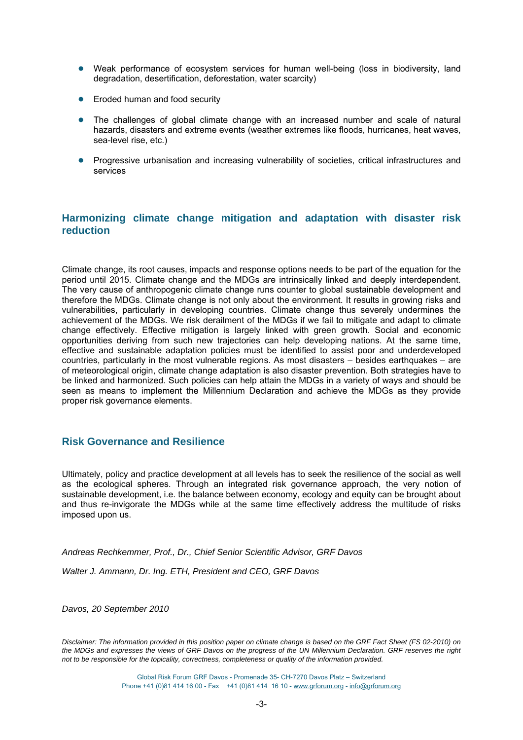- Weak performance of ecosystem services for human well-being (loss in biodiversity, land degradation, desertification, deforestation, water scarcity)
- Eroded human and food security
- The challenges of global climate change with an increased number and scale of natural hazards, disasters and extreme events (weather extremes like floods, hurricanes, heat waves, sea-level rise, etc.)
- Progressive urbanisation and increasing vulnerability of societies, critical infrastructures and services

## Harmonizing climate change mitigation and adaptation with disaster risk reduction

Climate change, its root causes, impacts and response options needs to be part of the equation for the period until 2015. Climate change and the MDGs are intrinsically linked and deeply interdependent. The very cause of anthropogenic climate change runs counter to global sustainable development and therefore the MDGs. Climate change is not only about the environment. It results in growing risks and vulnerabilities, particularly in developing countries. Climate change thus severely undermines the achievement of the MDGs. We risk derailment of the MDGs if we fail to mitigate and adapt to climate change effectively. Effective mitigation is largely linked with green growth. Social and economic opportunities deriving from such new trajectories can help developing nations. At the same time, effective and sustainable adaptation policies must be identified to assist poor and underdeveloped countries, particularly in the most vulnerable regions. As most disasters – besides earthquakes – are of meteorological origin, climate change adaptation is also disaster prevention. Both strategies have to be linked and harmonized. Such policies can help attain the MDGs in a variety of ways and should be seen as means to implement the Millennium Declaration and achieve the MDGs as they provide proper risk governance elements.

## Risk Governance and Resilience

Ultimately, policy and practice development at all levels has to seek the resilience of the social as well as the ecological spheres. Through an integrated risk governance approach, the very notion of sustainable development, i.e. the balance between economy, ecology and equity can be brought about and thus re-invigorate the MDGs while at the same time effectively address the multitude of risks imposed upon us.

*Andreas Rechkemmer, Prof., Dr., Chief Senior Scientific Advisor, GRF Davos*

*Walter J. Ammann, Dr. Ing. ETH, President and CEO, GRF Davos*

*Davos, 20 September 2010*

*Disclaimer: The information provided in this position paper on climate change is based on the GRF Fact Sheet (FS 02-2010) on the MDGs and expresses the views of GRF Davos on the progress of the UN Millennium Declaration. GRF reserves the right not to be responsible for the topicality, correctness, completeness or quality of the information provided.*

Global Risk Forum GRF Davos - Promenade 35- CH-7270 Davos Platz – Switzerland
Phone +41 (0)81 414 16 00 - Fax +41 (0)81 414 16 10 - www.grforum.org - info@grforum.org